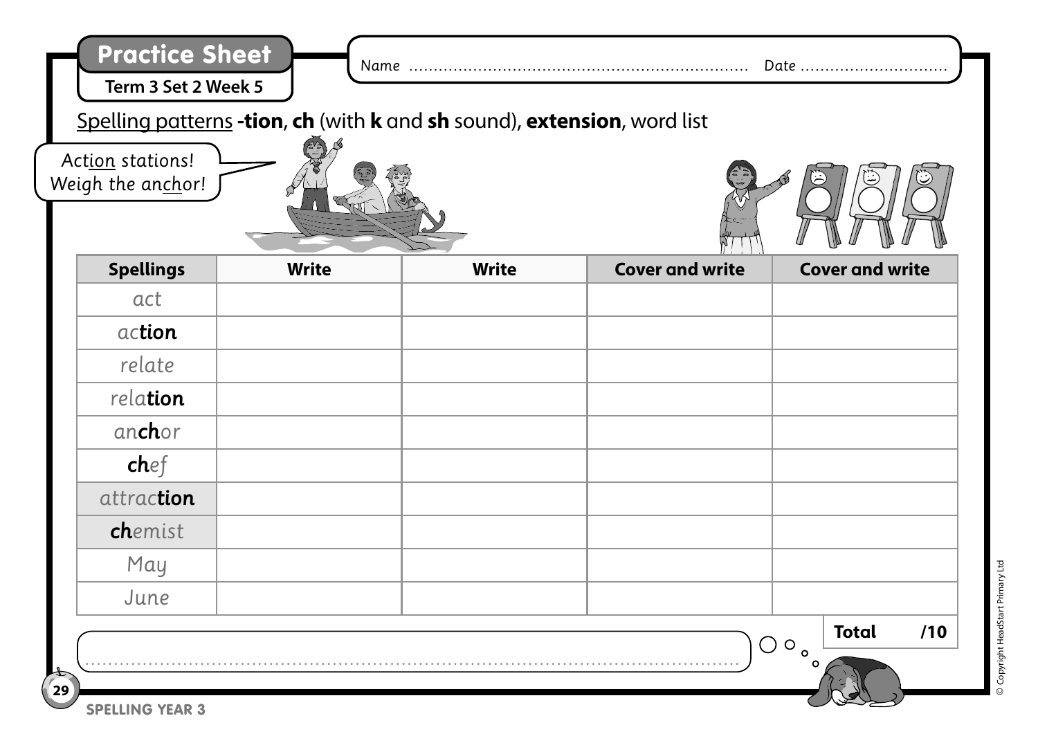## Practice Sheet

**Term 3 Set 2 Week 5**

Name ........................................ Date ..............................

Spelling patterns **-tion**, **ch** (with **k** and **sh** sound), **extension**, word list

Action stations! Weigh the anchor!

| Spellings | Write | Write | Cover and write | Cover and write |
|---|---|---|---|---|
| act | | | | |
| ac**tion** | | | | |
| relate | | | | |
| rela**tion** | | | | |
| an**ch**or | | | | |
| **ch**ef | | | | |
| attrac**tion** | | | | |
| **ch**emist | | | | |
| May | | | | |
| June | | | | |

**Total /10**

..............................................................................................................

SPELLING YEAR 3

© Copyright HeadStart Primary Ltd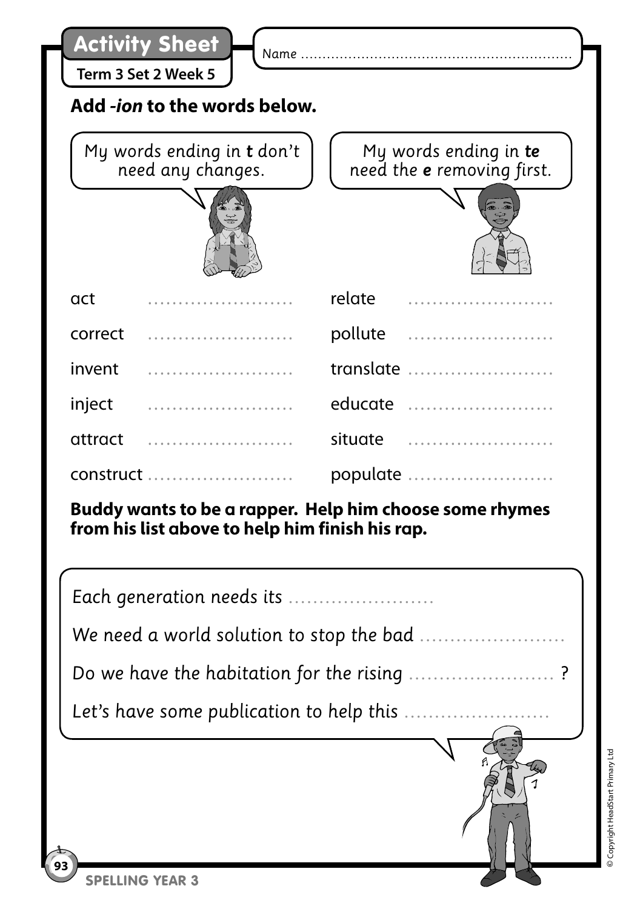# Activity Sheet

**Term 3 Set 2 Week 5**

Name ..............................................................

## Add *-ion* to the words below.

My words ending in **t** don't need any changes.

My words ending in ***te*** need the ***e*** removing first.

| | | | |
|---|---|---|---|
| act | ........................ | relate | ........................ |
| correct | ........................ | pollute | ........................ |
| invent | ........................ | translate | ........................ |
| inject | ........................ | educate | ........................ |
| attract | ........................ | situate | ........................ |
| construct | ........................ | populate | ........................ |

**Buddy wants to be a rapper. Help him choose some rhymes from his list above to help him finish his rap.**

*Each generation needs its ........................*

*We need a world solution to stop the bad ........................*

*Do we have the habitation for the rising ........................ ?*

*Let's have some publication to help this ........................*

SPELLING YEAR 3

© Copyright HeadStart Primary Ltd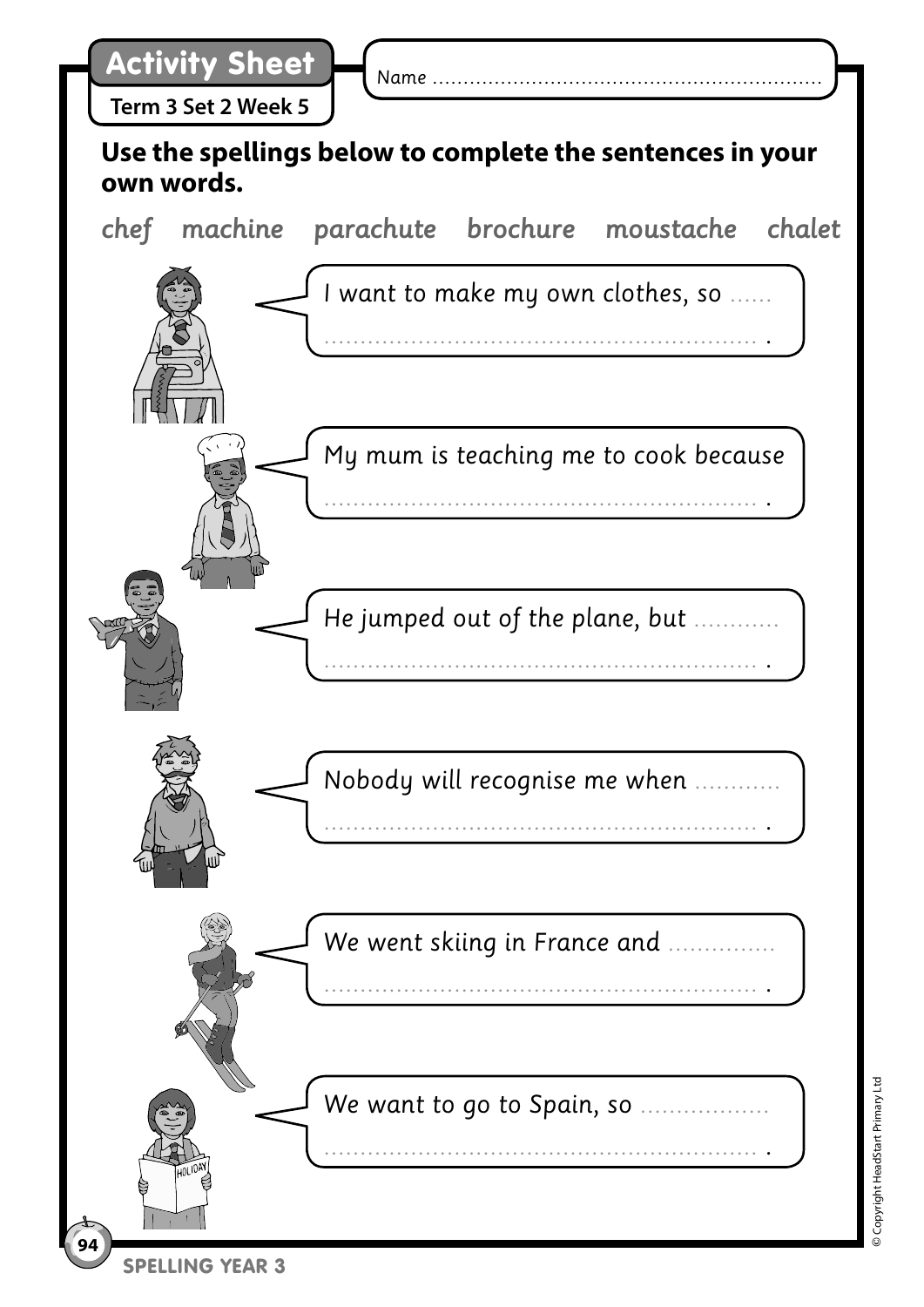## Activity Sheet

**Term 3 Set 2 Week 5**

Name ...............................................................

**Use the spellings below to complete the sentences in your own words.**

*chef* *machine* *parachute* *brochure* *moustache* *chalet*

I want to make my own clothes, so ......

................................................................ .

My mum is teaching me to cook because

................................................................ .

He jumped out of the plane, but ............

................................................................ .

Nobody will recognise me when ............

................................................................ .

We went skiing in France and ...............

................................................................ .

We want to go to Spain, so ..................

................................................................ .

SPELLING YEAR 3